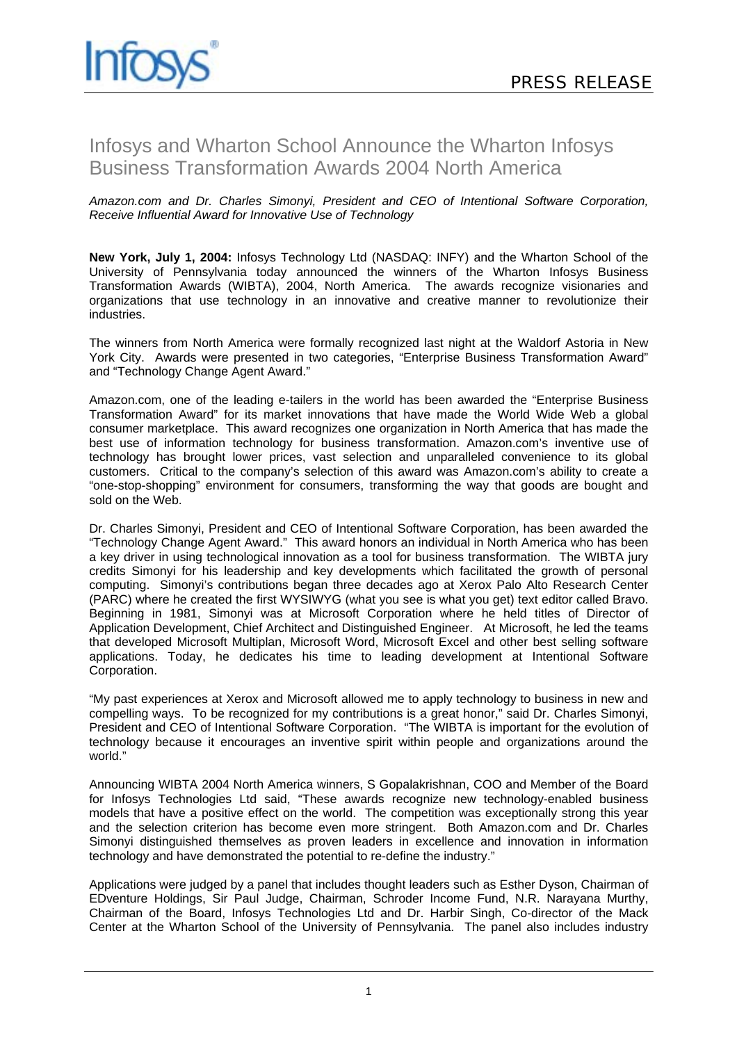PRESS RELEASE

# Infosys and Wharton School Announce the Wharton Infosys Business Transformation Awards 2004 North America

*Amazon.com and Dr. Charles Simonyi, President and CEO of Intentional Software Corporation, Receive Influential Award for Innovative Use of Technology*

**New York, July 1, 2004:** Infosys Technology Ltd (NASDAQ: INFY) and the Wharton School of the University of Pennsylvania today announced the winners of the Wharton Infosys Business Transformation Awards (WIBTA), 2004, North America. The awards recognize visionaries and organizations that use technology in an innovative and creative manner to revolutionize their industries.

The winners from North America were formally recognized last night at the Waldorf Astoria in New York City. Awards were presented in two categories, "Enterprise Business Transformation Award" and "Technology Change Agent Award."

Amazon.com, one of the leading e-tailers in the world has been awarded the "Enterprise Business Transformation Award" for its market innovations that have made the World Wide Web a global consumer marketplace. This award recognizes one organization in North America that has made the best use of information technology for business transformation. Amazon.com's inventive use of technology has brought lower prices, vast selection and unparalleled convenience to its global customers. Critical to the company's selection of this award was Amazon.com's ability to create a "one-stop-shopping" environment for consumers, transforming the way that goods are bought and sold on the Web.

Dr. Charles Simonyi, President and CEO of Intentional Software Corporation, has been awarded the "Technology Change Agent Award." This award honors an individual in North America who has been a key driver in using technological innovation as a tool for business transformation. The WIBTA jury credits Simonyi for his leadership and key developments which facilitated the growth of personal computing. Simonyi's contributions began three decades ago at Xerox Palo Alto Research Center (PARC) where he created the first WYSIWYG (what you see is what you get) text editor called Bravo. Beginning in 1981, Simonyi was at Microsoft Corporation where he held titles of Director of Application Development, Chief Architect and Distinguished Engineer. At Microsoft, he led the teams that developed Microsoft Multiplan, Microsoft Word, Microsoft Excel and other best selling software applications. Today, he dedicates his time to leading development at Intentional Software Corporation.

"My past experiences at Xerox and Microsoft allowed me to apply technology to business in new and compelling ways. To be recognized for my contributions is a great honor," said Dr. Charles Simonyi, President and CEO of Intentional Software Corporation. "The WIBTA is important for the evolution of technology because it encourages an inventive spirit within people and organizations around the world."

Announcing WIBTA 2004 North America winners, S Gopalakrishnan, COO and Member of the Board for Infosys Technologies Ltd said, "These awards recognize new technology-enabled business models that have a positive effect on the world. The competition was exceptionally strong this year and the selection criterion has become even more stringent. Both Amazon.com and Dr. Charles Simonyi distinguished themselves as proven leaders in excellence and innovation in information technology and have demonstrated the potential to re-define the industry."

Applications were judged by a panel that includes thought leaders such as Esther Dyson, Chairman of EDventure Holdings, Sir Paul Judge, Chairman, Schroder Income Fund, N.R. Narayana Murthy, Chairman of the Board, Infosys Technologies Ltd and Dr. Harbir Singh, Co-director of the Mack Center at the Wharton School of the University of Pennsylvania. The panel also includes industry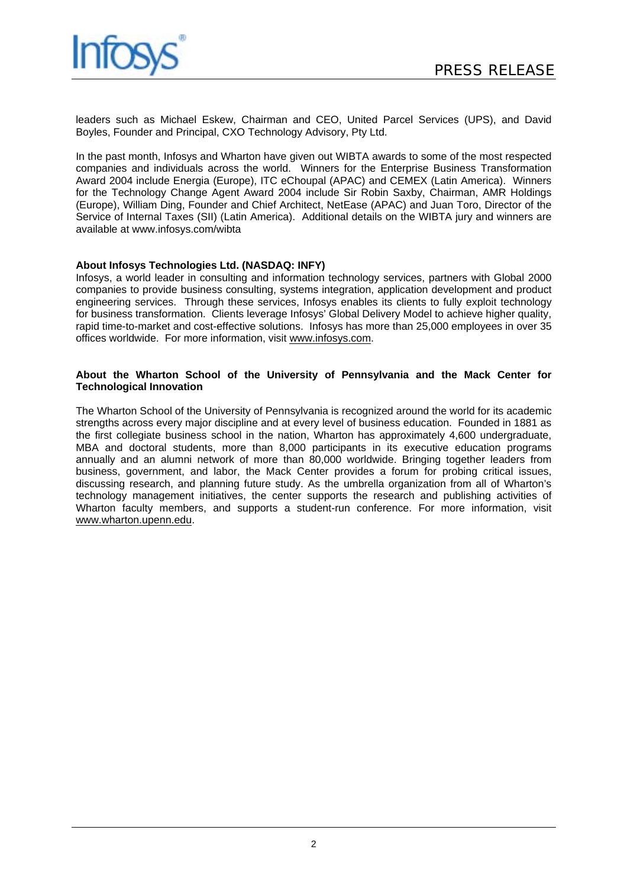leaders such as Michael Eskew, Chairman and CEO, United Parcel Services (UPS), and David Boyles, Founder and Principal, CXO Technology Advisory, Pty Ltd.

In the past month, Infosys and Wharton have given out WIBTA awards to some of the most respected companies and individuals across the world. Winners for the Enterprise Business Transformation Award 2004 include Energia (Europe), ITC eChoupal (APAC) and CEMEX (Latin America). Winners for the Technology Change Agent Award 2004 include Sir Robin Saxby, Chairman, AMR Holdings (Europe), William Ding, Founder and Chief Architect, NetEase (APAC) and Juan Toro, Director of the Service of Internal Taxes (SII) (Latin America). Additional details on the WIBTA jury and winners are available at www.infosys.com/wibta

**About Infosys Technologies Ltd. (NASDAQ: INFY)**

Infosys, a world leader in consulting and information technology services, partners with Global 2000 companies to provide business consulting, systems integration, application development and product engineering services. Through these services, Infosys enables its clients to fully exploit technology for business transformation. Clients leverage Infosys' Global Delivery Model to achieve higher quality, rapid time-to-market and cost-effective solutions. Infosys has more than 25,000 employees in over 35 offices worldwide. For more information, visit www.infosys.com.

**About the Wharton School of the University of Pennsylvania and the Mack Center for Technological Innovation**

The Wharton School of the University of Pennsylvania is recognized around the world for its academic strengths across every major discipline and at every level of business education. Founded in 1881 as the first collegiate business school in the nation, Wharton has approximately 4,600 undergraduate, MBA and doctoral students, more than 8,000 participants in its executive education programs annually and an alumni network of more than 80,000 worldwide. Bringing together leaders from business, government, and labor, the Mack Center provides a forum for probing critical issues, discussing research, and planning future study. As the umbrella organization from all of Wharton's technology management initiatives, the center supports the research and publishing activities of Wharton faculty members, and supports a student-run conference. For more information, visit www.wharton.upenn.edu.